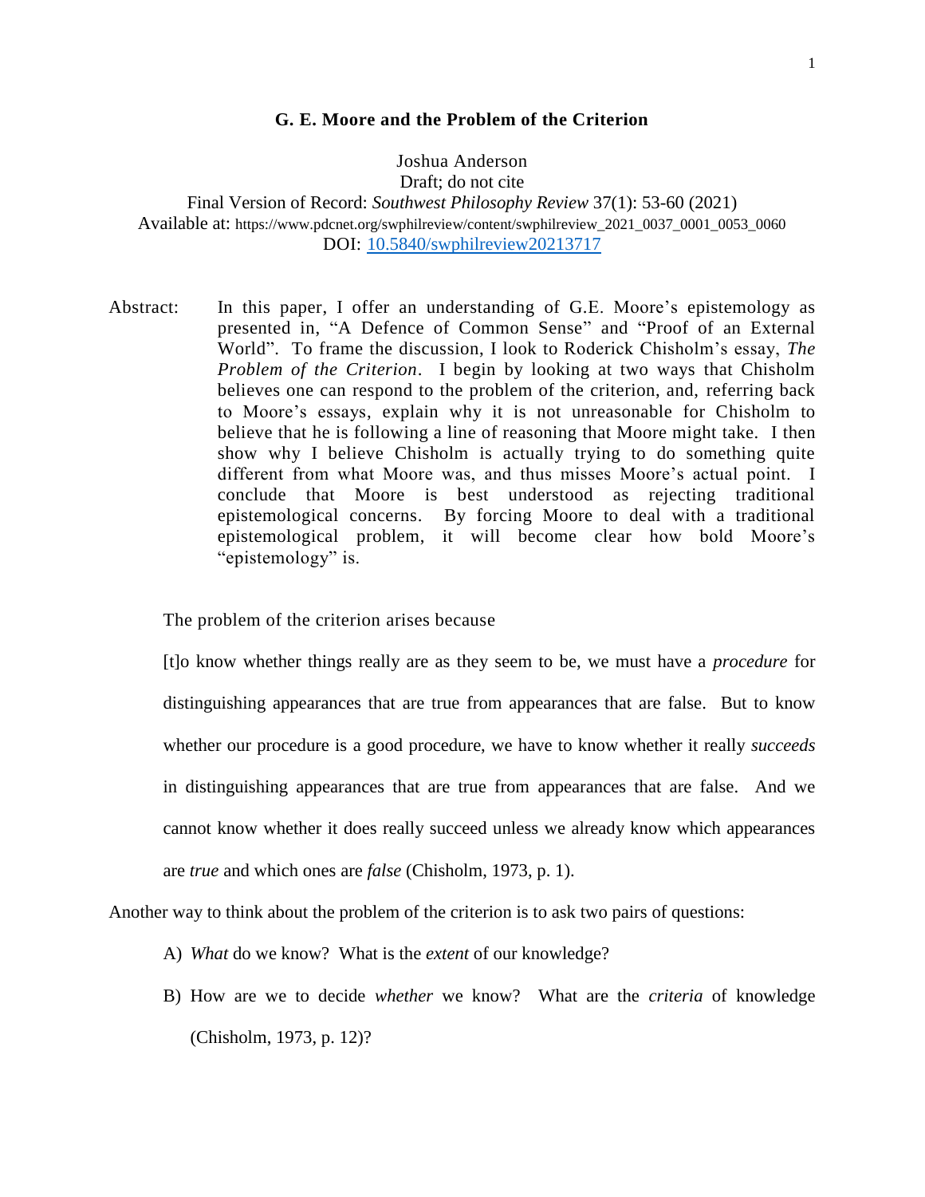# G. E. Moore and the Problem of the Criterion

Joshua Anderson
Draft; do not cite
Final Version of Record: *Southwest Philosophy Review* 37(1): 53-60 (2021)
Available at: https://www.pdcnet.org/swphilreview/content/swphilreview_2021_0037_0001_0053_0060
DOI: 10.5840/swphilreview20213717

Abstract: In this paper, I offer an understanding of G.E. Moore's epistemology as presented in, "A Defence of Common Sense" and "Proof of an External World". To frame the discussion, I look to Roderick Chisholm's essay, *The Problem of the Criterion*. I begin by looking at two ways that Chisholm believes one can respond to the problem of the criterion, and, referring back to Moore's essays, explain why it is not unreasonable for Chisholm to believe that he is following a line of reasoning that Moore might take. I then show why I believe Chisholm is actually trying to do something quite different from what Moore was, and thus misses Moore's actual point. I conclude that Moore is best understood as rejecting traditional epistemological concerns. By forcing Moore to deal with a traditional epistemological problem, it will become clear how bold Moore's "epistemology" is.

The problem of the criterion arises because

> [t]o know whether things really are as they seem to be, we must have a *procedure* for distinguishing appearances that are true from appearances that are false. But to know whether our procedure is a good procedure, we have to know whether it really *succeeds* in distinguishing appearances that are true from appearances that are false. And we cannot know whether it does really succeed unless we already know which appearances are *true* and which ones are *false* (Chisholm, 1973, p. 1).

Another way to think about the problem of the criterion is to ask two pairs of questions:

A) *What* do we know? What is the *extent* of our knowledge?

B) How are we to decide *whether* we know? What are the *criteria* of knowledge (Chisholm, 1973, p. 12)?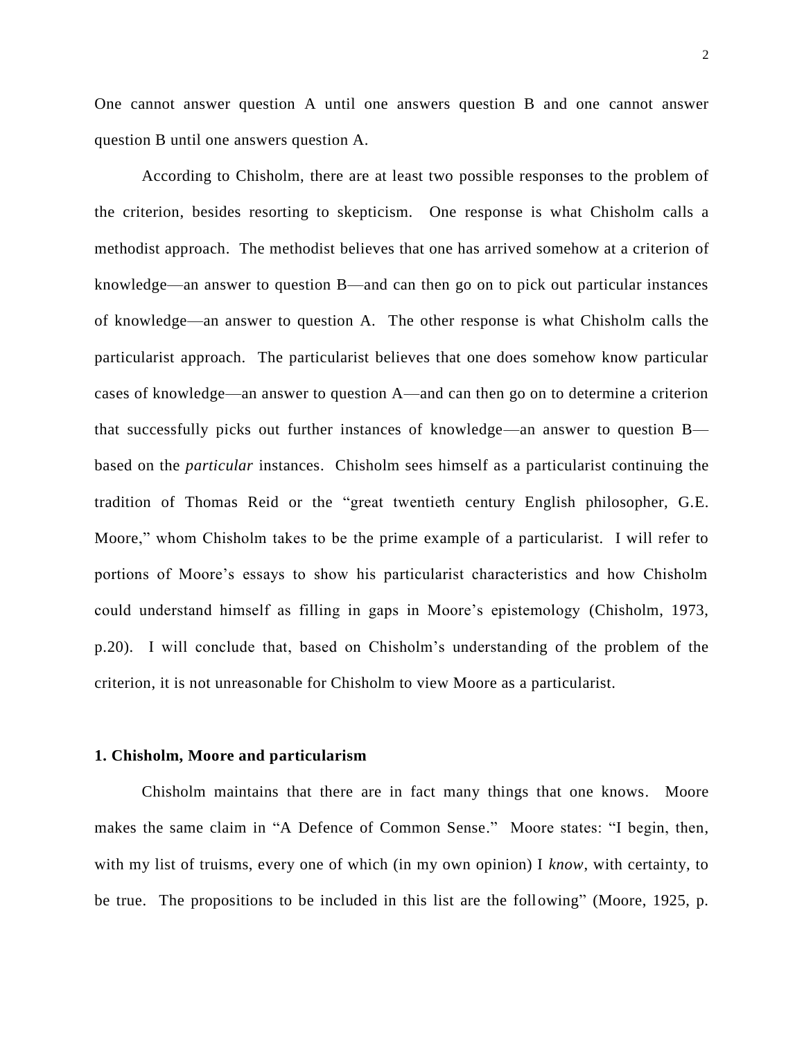One cannot answer question A until one answers question B and one cannot answer question B until one answers question A.

According to Chisholm, there are at least two possible responses to the problem of the criterion, besides resorting to skepticism. One response is what Chisholm calls a methodist approach. The methodist believes that one has arrived somehow at a criterion of knowledge—an answer to question B—and can then go on to pick out particular instances of knowledge—an answer to question A. The other response is what Chisholm calls the particularist approach. The particularist believes that one does somehow know particular cases of knowledge—an answer to question A—and can then go on to determine a criterion that successfully picks out further instances of knowledge—an answer to question B—based on the *particular* instances. Chisholm sees himself as a particularist continuing the tradition of Thomas Reid or the "great twentieth century English philosopher, G.E. Moore," whom Chisholm takes to be the prime example of a particularist. I will refer to portions of Moore's essays to show his particularist characteristics and how Chisholm could understand himself as filling in gaps in Moore's epistemology (Chisholm, 1973, p.20). I will conclude that, based on Chisholm's understanding of the problem of the criterion, it is not unreasonable for Chisholm to view Moore as a particularist.

## 1. Chisholm, Moore and particularism

Chisholm maintains that there are in fact many things that one knows. Moore makes the same claim in "A Defence of Common Sense." Moore states: "I begin, then, with my list of truisms, every one of which (in my own opinion) I *know*, with certainty, to be true. The propositions to be included in this list are the following" (Moore, 1925, p.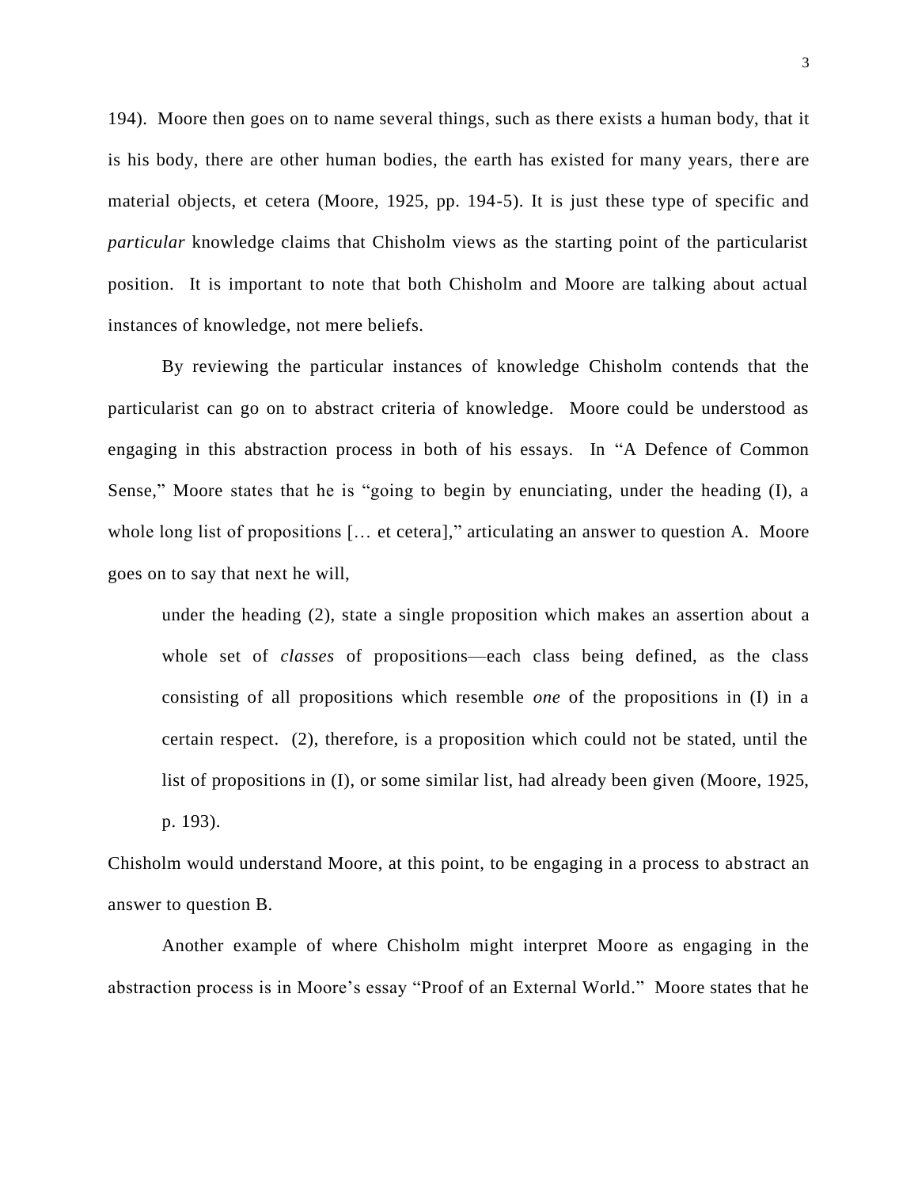194). Moore then goes on to name several things, such as there exists a human body, that it is his body, there are other human bodies, the earth has existed for many years, there are material objects, et cetera (Moore, 1925, pp. 194-5). It is just these type of specific and *particular* knowledge claims that Chisholm views as the starting point of the particularist position. It is important to note that both Chisholm and Moore are talking about actual instances of knowledge, not mere beliefs.

By reviewing the particular instances of knowledge Chisholm contends that the particularist can go on to abstract criteria of knowledge. Moore could be understood as engaging in this abstraction process in both of his essays. In "A Defence of Common Sense," Moore states that he is "going to begin by enunciating, under the heading (I), a whole long list of propositions [… et cetera]," articulating an answer to question A. Moore goes on to say that next he will,

> under the heading (2), state a single proposition which makes an assertion about a whole set of *classes* of propositions—each class being defined, as the class consisting of all propositions which resemble *one* of the propositions in (I) in a certain respect. (2), therefore, is a proposition which could not be stated, until the list of propositions in (I), or some similar list, had already been given (Moore, 1925, p. 193).

Chisholm would understand Moore, at this point, to be engaging in a process to abstract an answer to question B.

Another example of where Chisholm might interpret Moore as engaging in the abstraction process is in Moore's essay "Proof of an External World." Moore states that he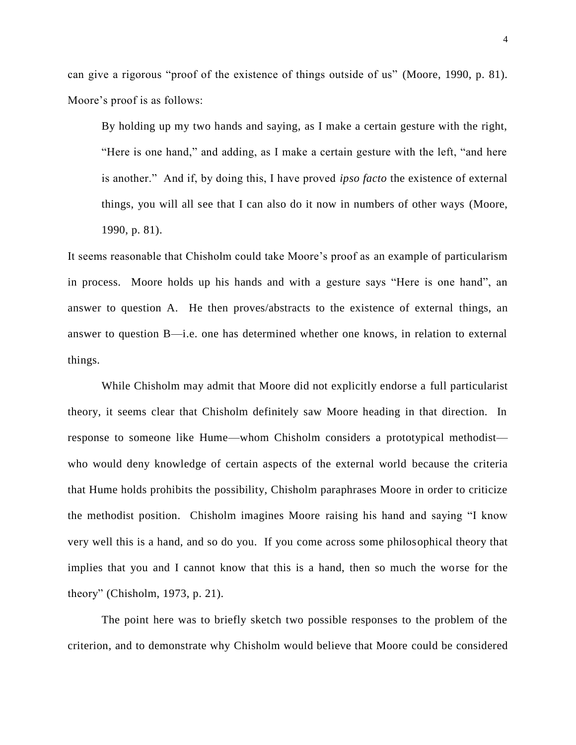can give a rigorous "proof of the existence of things outside of us" (Moore, 1990, p. 81). Moore's proof is as follows:

> By holding up my two hands and saying, as I make a certain gesture with the right, "Here is one hand," and adding, as I make a certain gesture with the left, "and here is another." And if, by doing this, I have proved *ipso facto* the existence of external things, you will all see that I can also do it now in numbers of other ways (Moore, 1990, p. 81).

It seems reasonable that Chisholm could take Moore's proof as an example of particularism in process. Moore holds up his hands and with a gesture says "Here is one hand", an answer to question A. He then proves/abstracts to the existence of external things, an answer to question B—i.e. one has determined whether one knows, in relation to external things.

While Chisholm may admit that Moore did not explicitly endorse a full particularist theory, it seems clear that Chisholm definitely saw Moore heading in that direction. In response to someone like Hume—whom Chisholm considers a prototypical methodist—who would deny knowledge of certain aspects of the external world because the criteria that Hume holds prohibits the possibility, Chisholm paraphrases Moore in order to criticize the methodist position. Chisholm imagines Moore raising his hand and saying "I know very well this is a hand, and so do you. If you come across some philosophical theory that implies that you and I cannot know that this is a hand, then so much the worse for the theory" (Chisholm, 1973, p. 21).

The point here was to briefly sketch two possible responses to the problem of the criterion, and to demonstrate why Chisholm would believe that Moore could be considered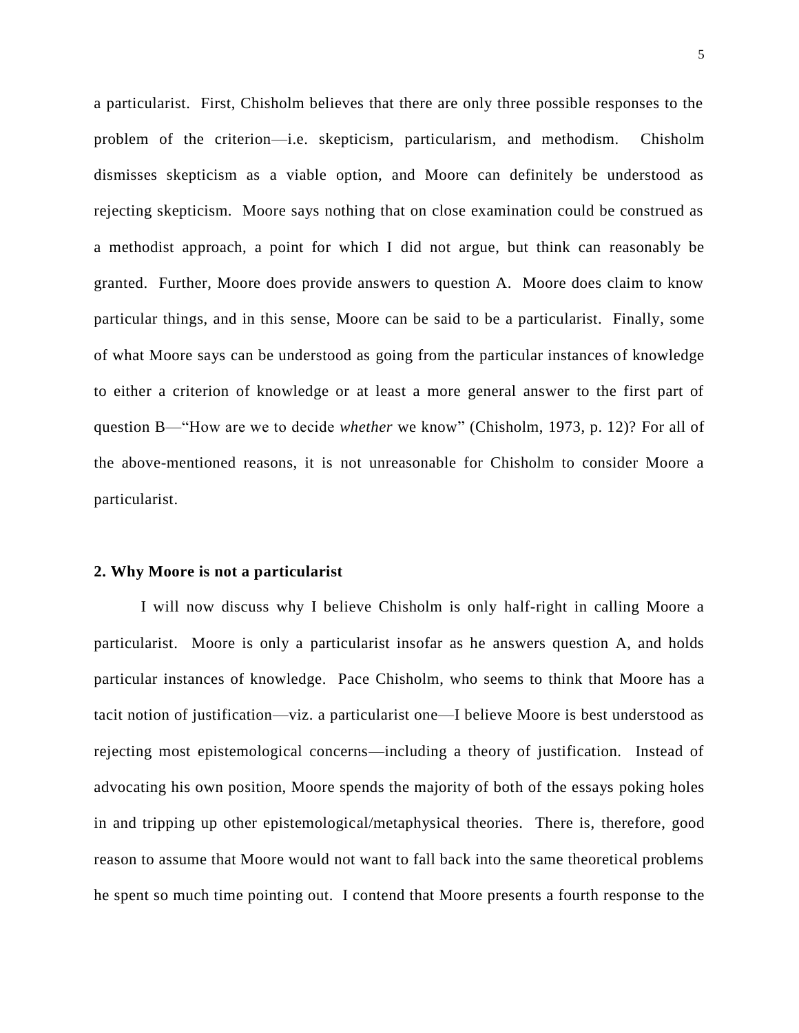a particularist. First, Chisholm believes that there are only three possible responses to the problem of the criterion—i.e. skepticism, particularism, and methodism. Chisholm dismisses skepticism as a viable option, and Moore can definitely be understood as rejecting skepticism. Moore says nothing that on close examination could be construed as a methodist approach, a point for which I did not argue, but think can reasonably be granted. Further, Moore does provide answers to question A. Moore does claim to know particular things, and in this sense, Moore can be said to be a particularist. Finally, some of what Moore says can be understood as going from the particular instances of knowledge to either a criterion of knowledge or at least a more general answer to the first part of question B—"How are we to decide *whether* we know" (Chisholm, 1973, p. 12)? For all of the above-mentioned reasons, it is not unreasonable for Chisholm to consider Moore a particularist.

### 2. Why Moore is not a particularist

I will now discuss why I believe Chisholm is only half-right in calling Moore a particularist. Moore is only a particularist insofar as he answers question A, and holds particular instances of knowledge. Pace Chisholm, who seems to think that Moore has a tacit notion of justification—viz. a particularist one—I believe Moore is best understood as rejecting most epistemological concerns—including a theory of justification. Instead of advocating his own position, Moore spends the majority of both of the essays poking holes in and tripping up other epistemological/metaphysical theories. There is, therefore, good reason to assume that Moore would not want to fall back into the same theoretical problems he spent so much time pointing out. I contend that Moore presents a fourth response to the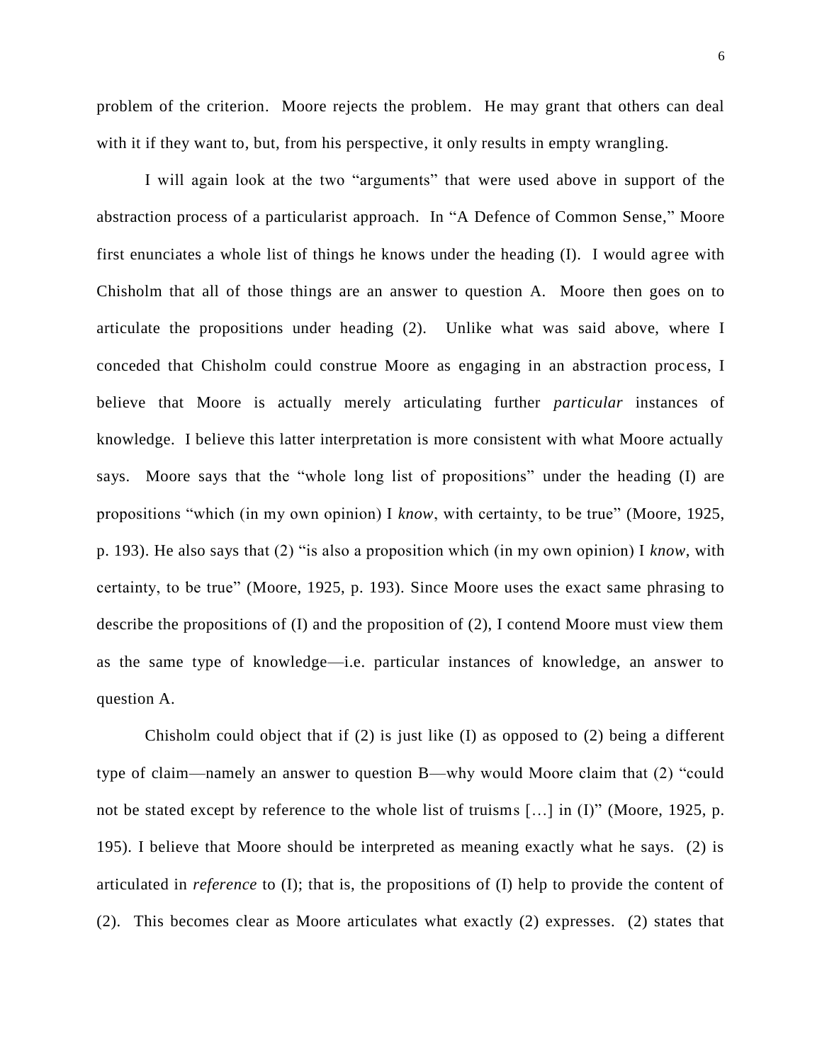problem of the criterion. Moore rejects the problem. He may grant that others can deal with it if they want to, but, from his perspective, it only results in empty wrangling.

I will again look at the two "arguments" that were used above in support of the abstraction process of a particularist approach. In "A Defence of Common Sense," Moore first enunciates a whole list of things he knows under the heading (I). I would agree with Chisholm that all of those things are an answer to question A. Moore then goes on to articulate the propositions under heading (2). Unlike what was said above, where I conceded that Chisholm could construe Moore as engaging in an abstraction process, I believe that Moore is actually merely articulating further *particular* instances of knowledge. I believe this latter interpretation is more consistent with what Moore actually says. Moore says that the "whole long list of propositions" under the heading (I) are propositions "which (in my own opinion) I *know*, with certainty, to be true" (Moore, 1925, p. 193). He also says that (2) "is also a proposition which (in my own opinion) I *know*, with certainty, to be true" (Moore, 1925, p. 193). Since Moore uses the exact same phrasing to describe the propositions of (I) and the proposition of (2), I contend Moore must view them as the same type of knowledge—i.e. particular instances of knowledge, an answer to question A.

Chisholm could object that if (2) is just like (I) as opposed to (2) being a different type of claim—namely an answer to question B—why would Moore claim that (2) "could not be stated except by reference to the whole list of truisms […] in (I)" (Moore, 1925, p. 195). I believe that Moore should be interpreted as meaning exactly what he says. (2) is articulated in *reference* to (I); that is, the propositions of (I) help to provide the content of (2). This becomes clear as Moore articulates what exactly (2) expresses. (2) states that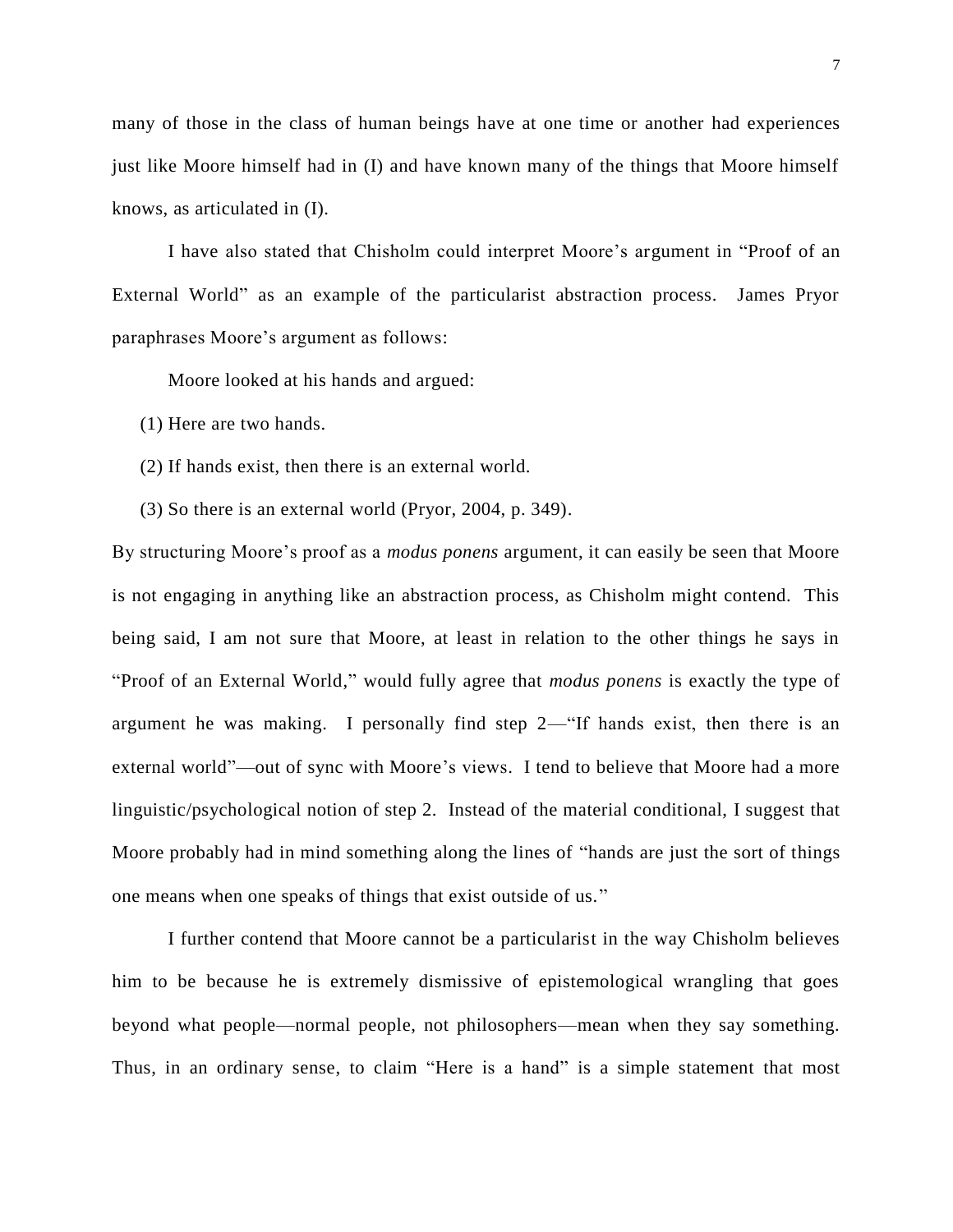many of those in the class of human beings have at one time or another had experiences just like Moore himself had in (I) and have known many of the things that Moore himself knows, as articulated in (I).

I have also stated that Chisholm could interpret Moore's argument in "Proof of an External World" as an example of the particularist abstraction process. James Pryor paraphrases Moore's argument as follows:

Moore looked at his hands and argued:

(1) Here are two hands.

(2) If hands exist, then there is an external world.

(3) So there is an external world (Pryor, 2004, p. 349).

By structuring Moore's proof as a *modus ponens* argument, it can easily be seen that Moore is not engaging in anything like an abstraction process, as Chisholm might contend. This being said, I am not sure that Moore, at least in relation to the other things he says in "Proof of an External World," would fully agree that *modus ponens* is exactly the type of argument he was making. I personally find step 2—"If hands exist, then there is an external world"—out of sync with Moore's views. I tend to believe that Moore had a more linguistic/psychological notion of step 2. Instead of the material conditional, I suggest that Moore probably had in mind something along the lines of "hands are just the sort of things one means when one speaks of things that exist outside of us."

I further contend that Moore cannot be a particularist in the way Chisholm believes him to be because he is extremely dismissive of epistemological wrangling that goes beyond what people—normal people, not philosophers—mean when they say something. Thus, in an ordinary sense, to claim "Here is a hand" is a simple statement that most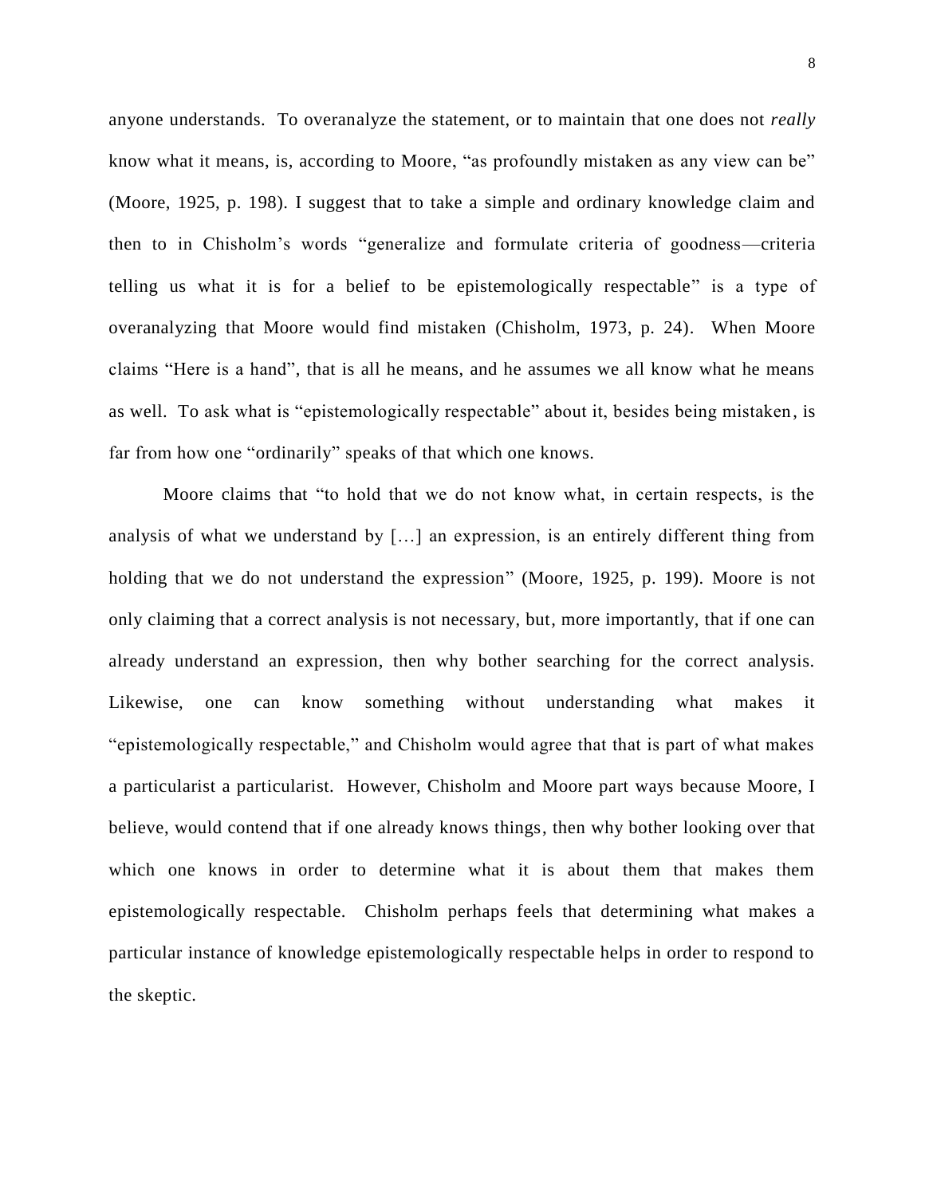anyone understands. To overanalyze the statement, or to maintain that one does not *really* know what it means, is, according to Moore, "as profoundly mistaken as any view can be" (Moore, 1925, p. 198). I suggest that to take a simple and ordinary knowledge claim and then to in Chisholm's words "generalize and formulate criteria of goodness—criteria telling us what it is for a belief to be epistemologically respectable" is a type of overanalyzing that Moore would find mistaken (Chisholm, 1973, p. 24). When Moore claims "Here is a hand", that is all he means, and he assumes we all know what he means as well. To ask what is "epistemologically respectable" about it, besides being mistaken, is far from how one "ordinarily" speaks of that which one knows.

Moore claims that "to hold that we do not know what, in certain respects, is the analysis of what we understand by […] an expression, is an entirely different thing from holding that we do not understand the expression" (Moore, 1925, p. 199). Moore is not only claiming that a correct analysis is not necessary, but, more importantly, that if one can already understand an expression, then why bother searching for the correct analysis. Likewise, one can know something without understanding what makes it "epistemologically respectable," and Chisholm would agree that that is part of what makes a particularist a particularist. However, Chisholm and Moore part ways because Moore, I believe, would contend that if one already knows things, then why bother looking over that which one knows in order to determine what it is about them that makes them epistemologically respectable. Chisholm perhaps feels that determining what makes a particular instance of knowledge epistemologically respectable helps in order to respond to the skeptic.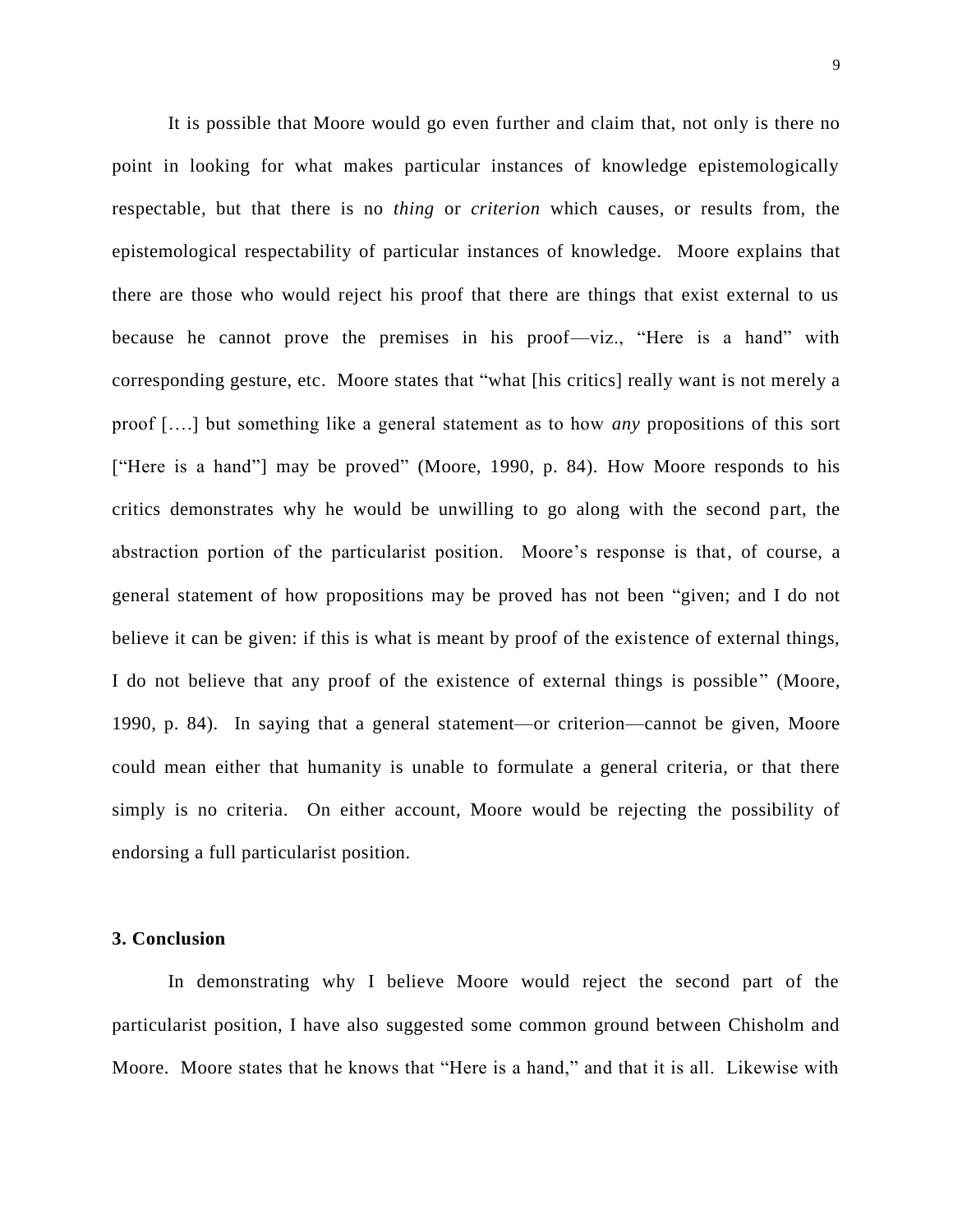It is possible that Moore would go even further and claim that, not only is there no point in looking for what makes particular instances of knowledge epistemologically respectable, but that there is no *thing* or *criterion* which causes, or results from, the epistemological respectability of particular instances of knowledge. Moore explains that there are those who would reject his proof that there are things that exist external to us because he cannot prove the premises in his proof—viz., "Here is a hand" with corresponding gesture, etc. Moore states that "what [his critics] really want is not merely a proof [….] but something like a general statement as to how *any* propositions of this sort ["Here is a hand"] may be proved" (Moore, 1990, p. 84). How Moore responds to his critics demonstrates why he would be unwilling to go along with the second part, the abstraction portion of the particularist position. Moore's response is that, of course, a general statement of how propositions may be proved has not been "given; and I do not believe it can be given: if this is what is meant by proof of the existence of external things, I do not believe that any proof of the existence of external things is possible" (Moore, 1990, p. 84). In saying that a general statement—or criterion—cannot be given, Moore could mean either that humanity is unable to formulate a general criteria, or that there simply is no criteria. On either account, Moore would be rejecting the possibility of endorsing a full particularist position.

### 3. Conclusion

In demonstrating why I believe Moore would reject the second part of the particularist position, I have also suggested some common ground between Chisholm and Moore. Moore states that he knows that "Here is a hand," and that it is all. Likewise with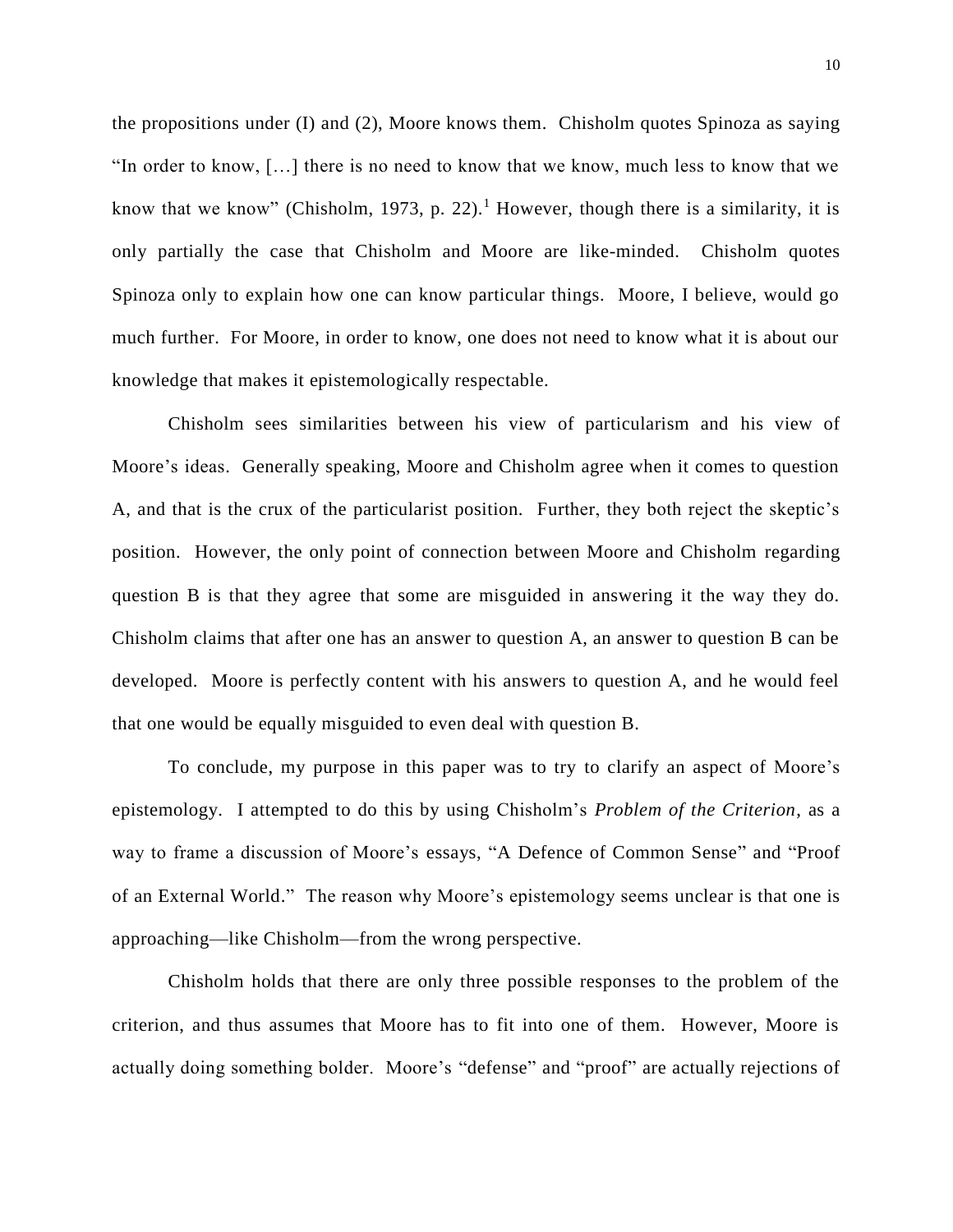the propositions under (I) and (2), Moore knows them. Chisholm quotes Spinoza as saying "In order to know, […] there is no need to know that we know, much less to know that we know that we know" (Chisholm, 1973, p. 22).[1] However, though there is a similarity, it is only partially the case that Chisholm and Moore are like-minded. Chisholm quotes Spinoza only to explain how one can know particular things. Moore, I believe, would go much further. For Moore, in order to know, one does not need to know what it is about our knowledge that makes it epistemologically respectable.

Chisholm sees similarities between his view of particularism and his view of Moore's ideas. Generally speaking, Moore and Chisholm agree when it comes to question A, and that is the crux of the particularist position. Further, they both reject the skeptic's position. However, the only point of connection between Moore and Chisholm regarding question B is that they agree that some are misguided in answering it the way they do. Chisholm claims that after one has an answer to question A, an answer to question B can be developed. Moore is perfectly content with his answers to question A, and he would feel that one would be equally misguided to even deal with question B.

To conclude, my purpose in this paper was to try to clarify an aspect of Moore's epistemology. I attempted to do this by using Chisholm's *Problem of the Criterion*, as a way to frame a discussion of Moore's essays, "A Defence of Common Sense" and "Proof of an External World." The reason why Moore's epistemology seems unclear is that one is approaching—like Chisholm—from the wrong perspective.

Chisholm holds that there are only three possible responses to the problem of the criterion, and thus assumes that Moore has to fit into one of them. However, Moore is actually doing something bolder. Moore's "defense" and "proof" are actually rejections of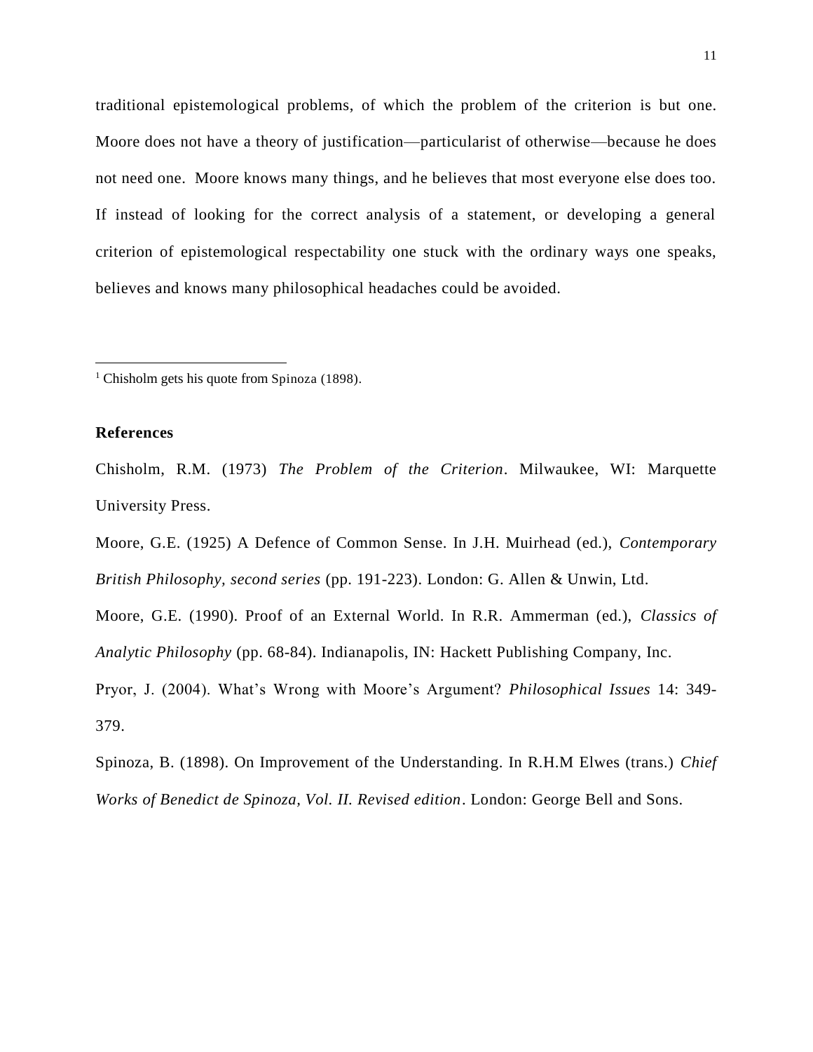traditional epistemological problems, of which the problem of the criterion is but one. Moore does not have a theory of justification—particularist of otherwise—because he does not need one. Moore knows many things, and he believes that most everyone else does too. If instead of looking for the correct analysis of a statement, or developing a general criterion of epistemological respectability one stuck with the ordinary ways one speaks, believes and knows many philosophical headaches could be avoided.

---

[1] Chisholm gets his quote from Spinoza (1898).

**References**

Chisholm, R.M. (1973) *The Problem of the Criterion*. Milwaukee, WI: Marquette University Press.

Moore, G.E. (1925) A Defence of Common Sense. In J.H. Muirhead (ed.), *Contemporary British Philosophy, second series* (pp. 191-223). London: G. Allen & Unwin, Ltd.

Moore, G.E. (1990). Proof of an External World. In R.R. Ammerman (ed.), *Classics of Analytic Philosophy* (pp. 68-84). Indianapolis, IN: Hackett Publishing Company, Inc.

Pryor, J. (2004). What's Wrong with Moore's Argument? *Philosophical Issues* 14: 349-379.

Spinoza, B. (1898). On Improvement of the Understanding. In R.H.M Elwes (trans.) *Chief Works of Benedict de Spinoza, Vol. II. Revised edition*. London: George Bell and Sons.